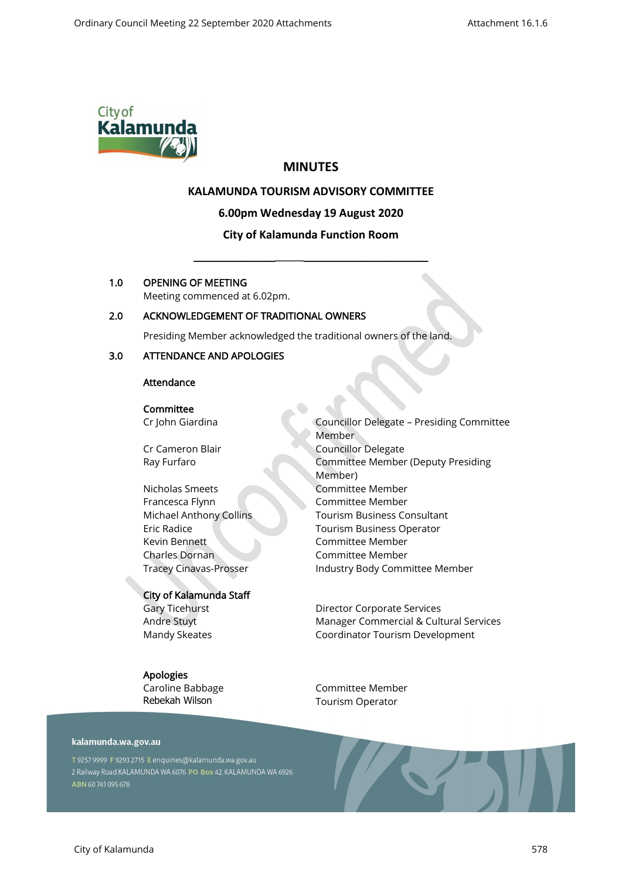# MINUTES

## KALAMUNDA TOURISM ADVISORY COMMITTEE

**6.00pm Wednesday 19 August 2020**

**City of Kalamunda Function Room**

---

## 1.0 OPENING OF MEETING

Meeting commenced at 6.02pm.

## 2.0 ACKNOWLEDGEMENT OF TRADITIONAL OWNERS

Presiding Member acknowledged the traditional owners of the land.

## 3.0 ATTENDANCE AND APOLOGIES

### Attendance

**Committee**

| | |
|---|---|
| Cr John Giardina | Councillor Delegate – Presiding Committee Member |
| Cr Cameron Blair | Councillor Delegate |
| Ray Furfaro | Committee Member (Deputy Presiding Member) |
| Nicholas Smeets | Committee Member |
| Francesca Flynn | Committee Member |
| Michael Anthony Collins | Tourism Business Consultant |
| Eric Radice | Tourism Business Operator |
| Kevin Bennett | Committee Member |
| Charles Dornan | Committee Member |
| Tracey Cinavas-Prosser | Industry Body Committee Member |

**City of Kalamunda Staff**

| | |
|---|---|
| Gary Ticehurst | Director Corporate Services |
| Andre Stuyt | Manager Commercial & Cultural Services |
| Mandy Skeates | Coordinator Tourism Development |

**Apologies**

| | |
|---|---|
| Caroline Babbage | Committee Member |
| Rebekah Wilson | Tourism Operator |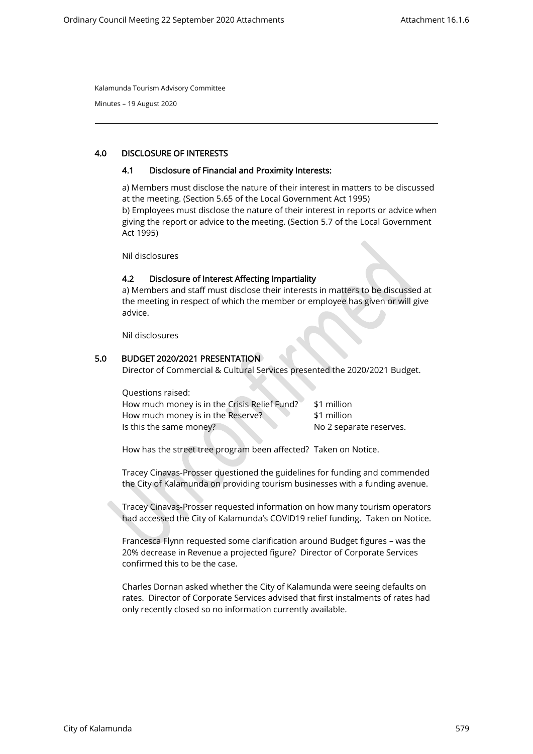Kalamunda Tourism Advisory Committee

Minutes – 19 August 2020

## 4.0 DISCLOSURE OF INTERESTS

### 4.1 Disclosure of Financial and Proximity Interests:

a) Members must disclose the nature of their interest in matters to be discussed at the meeting. (Section 5.65 of the Local Government Act 1995)
b) Employees must disclose the nature of their interest in reports or advice when giving the report or advice to the meeting. (Section 5.7 of the Local Government Act 1995)

Nil disclosures

### 4.2 Disclosure of Interest Affecting Impartiality

a) Members and staff must disclose their interests in matters to be discussed at the meeting in respect of which the member or employee has given or will give advice.

Nil disclosures

## 5.0 BUDGET 2020/2021 PRESENTATION

Director of Commercial & Cultural Services presented the 2020/2021 Budget.

Questions raised:

| | |
|---|---|
| How much money is in the Crisis Relief Fund? | $1 million |
| How much money is in the Reserve? | $1 million |
| Is this the same money? | No 2 separate reserves. |

How has the street tree program been affected? Taken on Notice.

Tracey Cinavas-Prosser questioned the guidelines for funding and commended the City of Kalamunda on providing tourism businesses with a funding avenue.

Tracey Cinavas-Prosser requested information on how many tourism operators had accessed the City of Kalamunda's COVID19 relief funding. Taken on Notice.

Francesca Flynn requested some clarification around Budget figures – was the 20% decrease in Revenue a projected figure? Director of Corporate Services confirmed this to be the case.

Charles Dornan asked whether the City of Kalamunda were seeing defaults on rates. Director of Corporate Services advised that first instalments of rates had only recently closed so no information currently available.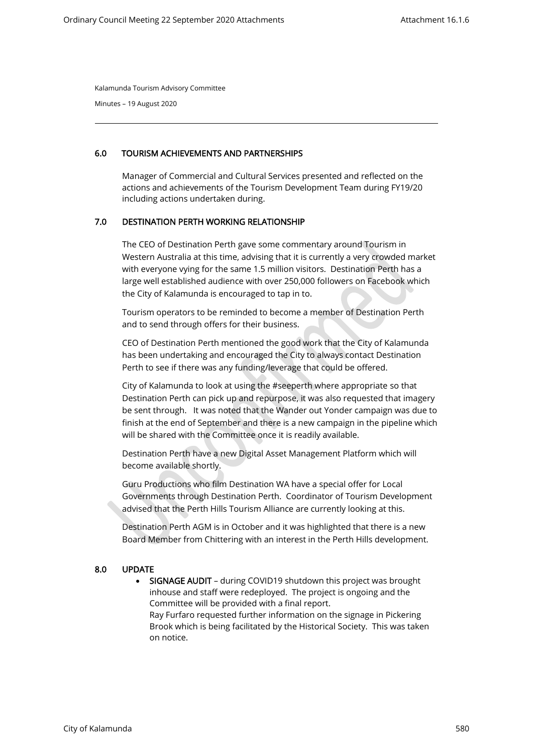Kalamunda Tourism Advisory Committee

Minutes – 19 August 2020

## 6.0 TOURISM ACHIEVEMENTS AND PARTNERSHIPS

Manager of Commercial and Cultural Services presented and reflected on the actions and achievements of the Tourism Development Team during FY19/20 including actions undertaken during.

## 7.0 DESTINATION PERTH WORKING RELATIONSHIP

The CEO of Destination Perth gave some commentary around Tourism in Western Australia at this time, advising that it is currently a very crowded market with everyone vying for the same 1.5 million visitors. Destination Perth has a large well established audience with over 250,000 followers on Facebook which the City of Kalamunda is encouraged to tap in to.

Tourism operators to be reminded to become a member of Destination Perth and to send through offers for their business.

CEO of Destination Perth mentioned the good work that the City of Kalamunda has been undertaking and encouraged the City to always contact Destination Perth to see if there was any funding/leverage that could be offered.

City of Kalamunda to look at using the #seeperth where appropriate so that Destination Perth can pick up and repurpose, it was also requested that imagery be sent through. It was noted that the Wander out Yonder campaign was due to finish at the end of September and there is a new campaign in the pipeline which will be shared with the Committee once it is readily available.

Destination Perth have a new Digital Asset Management Platform which will become available shortly.

Guru Productions who film Destination WA have a special offer for Local Governments through Destination Perth. Coordinator of Tourism Development advised that the Perth Hills Tourism Alliance are currently looking at this.

Destination Perth AGM is in October and it was highlighted that there is a new Board Member from Chittering with an interest in the Perth Hills development.

## 8.0 UPDATE

- **SIGNAGE AUDIT** – during COVID19 shutdown this project was brought inhouse and staff were redeployed. The project is ongoing and the Committee will be provided with a final report.
  Ray Furfaro requested further information on the signage in Pickering Brook which is being facilitated by the Historical Society. This was taken on notice.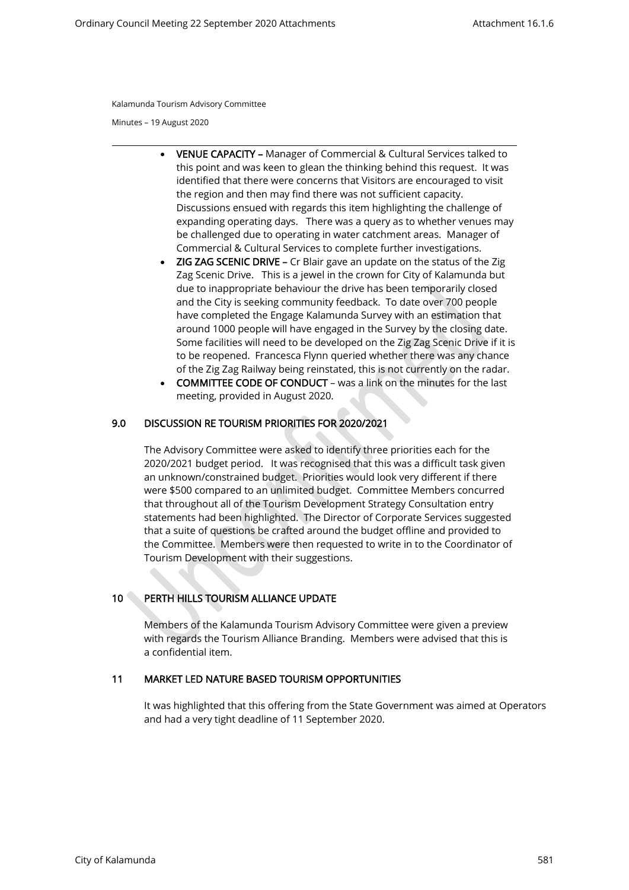Kalamunda Tourism Advisory Committee

Minutes – 19 August 2020

- **VENUE CAPACITY –** Manager of Commercial & Cultural Services talked to this point and was keen to glean the thinking behind this request. It was identified that there were concerns that Visitors are encouraged to visit the region and then may find there was not sufficient capacity. Discussions ensued with regards this item highlighting the challenge of expanding operating days. There was a query as to whether venues may be challenged due to operating in water catchment areas. Manager of Commercial & Cultural Services to complete further investigations.
- **ZIG ZAG SCENIC DRIVE –** Cr Blair gave an update on the status of the Zig Zag Scenic Drive. This is a jewel in the crown for City of Kalamunda but due to inappropriate behaviour the drive has been temporarily closed and the City is seeking community feedback. To date over 700 people have completed the Engage Kalamunda Survey with an estimation that around 1000 people will have engaged in the Survey by the closing date. Some facilities will need to be developed on the Zig Zag Scenic Drive if it is to be reopened. Francesca Flynn queried whether there was any chance of the Zig Zag Railway being reinstated, this is not currently on the radar.
- **COMMITTEE CODE OF CONDUCT** – was a link on the minutes for the last meeting, provided in August 2020.

## 9.0 DISCUSSION RE TOURISM PRIORITIES FOR 2020/2021

The Advisory Committee were asked to identify three priorities each for the 2020/2021 budget period. It was recognised that this was a difficult task given an unknown/constrained budget. Priorities would look very different if there were $500 compared to an unlimited budget. Committee Members concurred that throughout all of the Tourism Development Strategy Consultation entry statements had been highlighted. The Director of Corporate Services suggested that a suite of questions be crafted around the budget offline and provided to the Committee. Members were then requested to write in to the Coordinator of Tourism Development with their suggestions.

## 10 PERTH HILLS TOURISM ALLIANCE UPDATE

Members of the Kalamunda Tourism Advisory Committee were given a preview with regards the Tourism Alliance Branding. Members were advised that this is a confidential item.

## 11 MARKET LED NATURE BASED TOURISM OPPORTUNITIES

It was highlighted that this offering from the State Government was aimed at Operators and had a very tight deadline of 11 September 2020.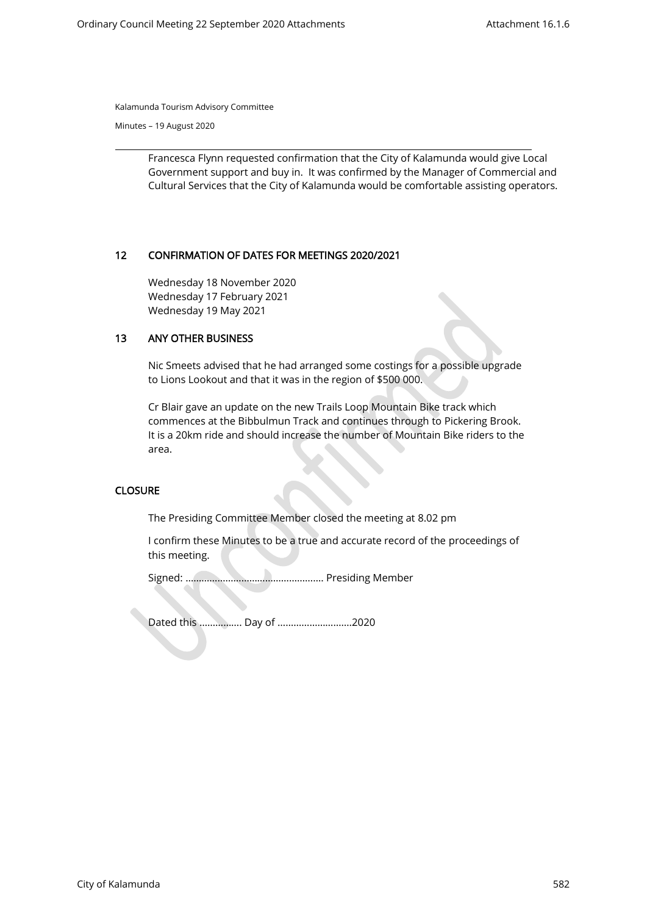Kalamunda Tourism Advisory Committee

Minutes – 19 August 2020

Francesca Flynn requested confirmation that the City of Kalamunda would give Local Government support and buy in. It was confirmed by the Manager of Commercial and Cultural Services that the City of Kalamunda would be comfortable assisting operators.

## 12 CONFIRMATION OF DATES FOR MEETINGS 2020/2021

Wednesday 18 November 2020
Wednesday 17 February 2021
Wednesday 19 May 2021

## 13 ANY OTHER BUSINESS

Nic Smeets advised that he had arranged some costings for a possible upgrade to Lions Lookout and that it was in the region of $500 000.

Cr Blair gave an update on the new Trails Loop Mountain Bike track which commences at the Bibbulmun Track and continues through to Pickering Brook. It is a 20km ride and should increase the number of Mountain Bike riders to the area.

## CLOSURE

The Presiding Committee Member closed the meeting at 8.02 pm

I confirm these Minutes to be a true and accurate record of the proceedings of this meeting.

Signed: ……………………………………………. Presiding Member

Dated this ……………. Day of ……………………….2020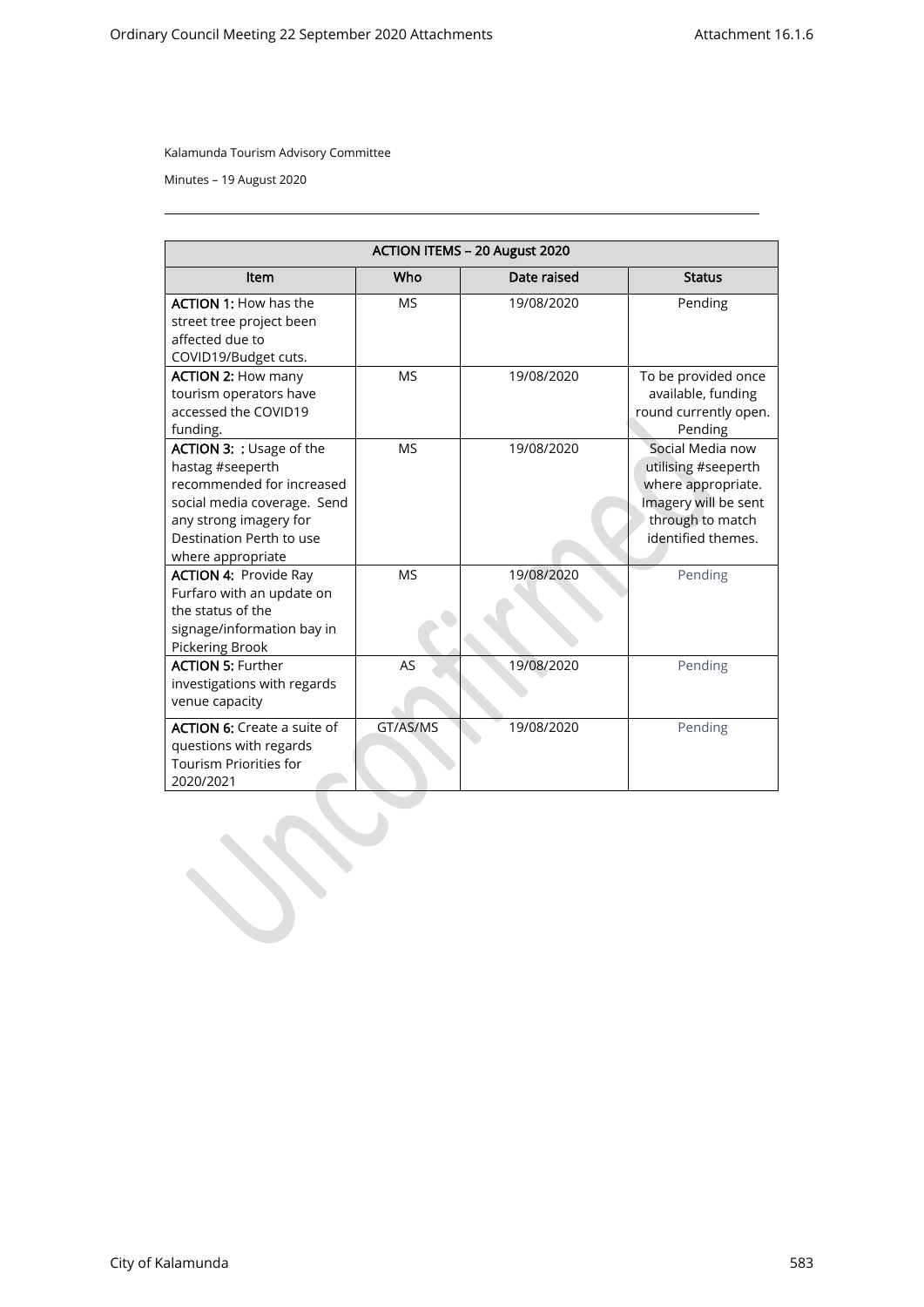Kalamunda Tourism Advisory Committee

Minutes – 19 August 2020

| ACTION ITEMS – 20 August 2020 | | | |
|---|---|---|---|
| **Item** | **Who** | **Date raised** | **Status** |
| **ACTION 1:** How has the street tree project been affected due to COVID19/Budget cuts. | MS | 19/08/2020 | Pending |
| **ACTION 2:** How many tourism operators have accessed the COVID19 funding. | MS | 19/08/2020 | To be provided once available, funding round currently open. Pending |
| **ACTION 3:** : Usage of the hastag #seeperth recommended for increased social media coverage. Send any strong imagery for Destination Perth to use where appropriate | MS | 19/08/2020 | Social Media now utilising #seeperth where appropriate. Imagery will be sent through to match identified themes. |
| **ACTION 4:** Provide Ray Furfaro with an update on the status of the signage/information bay in Pickering Brook | MS | 19/08/2020 | Pending |
| **ACTION 5:** Further investigations with regards venue capacity | AS | 19/08/2020 | Pending |
| **ACTION 6:** Create a suite of questions with regards Tourism Priorities for 2020/2021 | GT/AS/MS | 19/08/2020 | Pending |